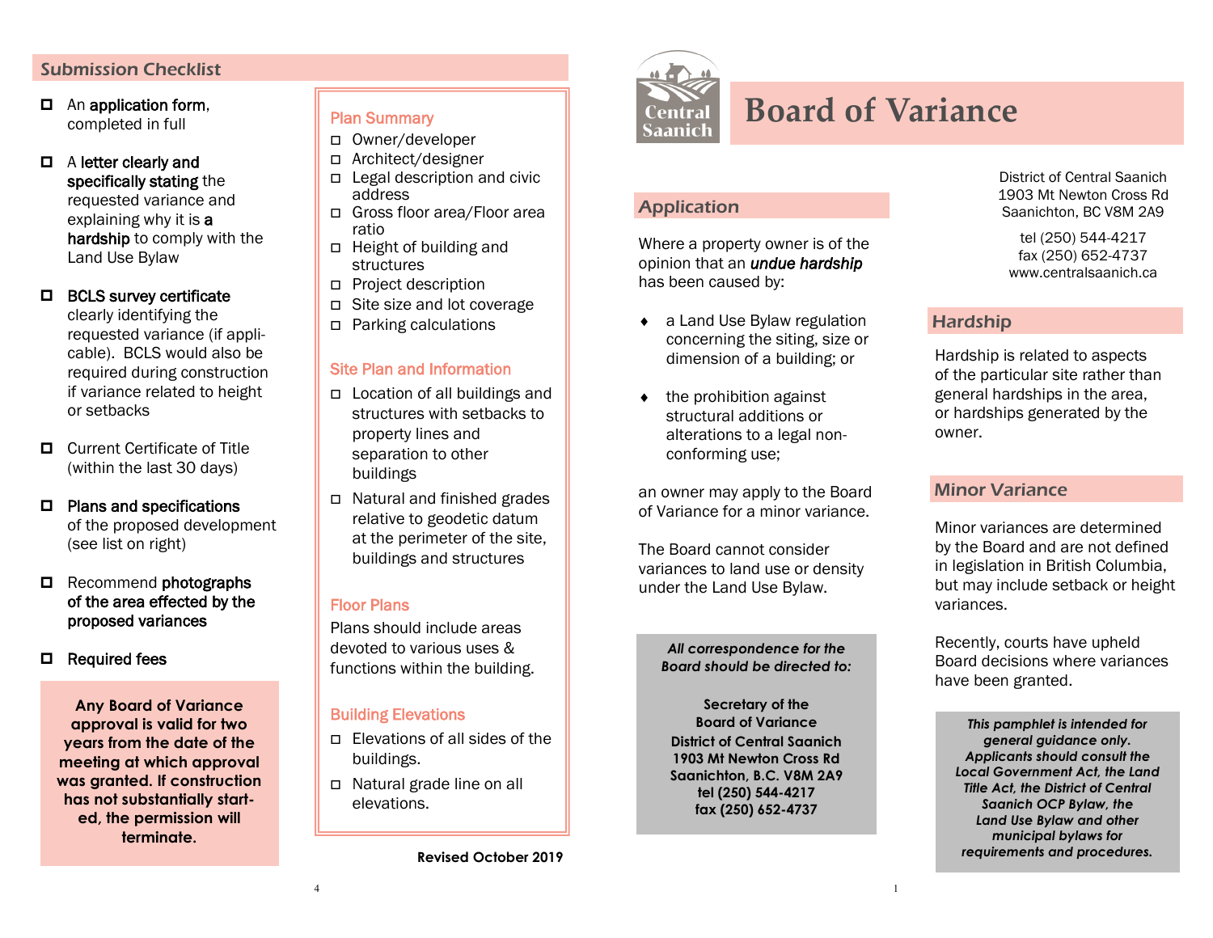## Submission Checklist

- ☐ An **application form**, completed in full
- ☐ A **letter clearly and specifically stating** the requested variance and explaining why it is **a hardship** to comply with the Land Use Bylaw
- ☐ **BCLS survey certificate** clearly identifying the requested variance (if applicable). BCLS would also be required during construction if variance related to height or setbacks
- ☐ Current Certificate of Title (within the last 30 days)
- ☐ **Plans and specifications** of the proposed development (see list on right)
- ☐ Recommend **photographs of the area effected by the proposed variances**
- ☐ **Required fees**

**Any Board of Variance approval is valid for two years from the date of the meeting at which approval was granted. If construction has not substantially started, the permission will terminate.**

### Plan Summary

- ☐ Owner/developer
- ☐ Architect/designer
- ☐ Legal description and civic address
- ☐ Gross floor area/Floor area ratio
- ☐ Height of building and structures
- ☐ Project description
- ☐ Site size and lot coverage
- ☐ Parking calculations

### Site Plan and Information

- ☐ Location of all buildings and structures with setbacks to property lines and separation to other buildings
- ☐ Natural and finished grades relative to geodetic datum at the perimeter of the site, buildings and structures

### Floor Plans

Plans should include areas devoted to various uses & functions within the building.

### Building Elevations

- ☐ Elevations of all sides of the buildings.
- ☐ Natural grade line on all elevations.

**Revised October 2019**

Central Saanich

# Board of Variance

District of Central Saanich
1903 Mt Newton Cross Rd
Saanichton, BC V8M 2A9

tel (250) 544-4217
fax (250) 652-4737
www.centralsaanich.ca

## Application

Where a property owner is of the opinion that an ***undue hardship*** has been caused by:

- a Land Use Bylaw regulation concerning the siting, size or dimension of a building; or
- the prohibition against structural additions or alterations to a legal non-conforming use;

an owner may apply to the Board of Variance for a minor variance.

The Board cannot consider variances to land use or density under the Land Use Bylaw.

***All correspondence for the Board should be directed to:***

**Secretary of the Board of Variance**
**District of Central Saanich**
**1903 Mt Newton Cross Rd**
**Saanichton, B.C. V8M 2A9**
**tel (250) 544-4217**
**fax (250) 652-4737**

## Hardship

Hardship is related to aspects of the particular site rather than general hardships in the area, or hardships generated by the owner.

## Minor Variance

Minor variances are determined by the Board and are not defined in legislation in British Columbia, but may include setback or height variances.

Recently, courts have upheld Board decisions where variances have been granted.

***This pamphlet is intended for general guidance only. Applicants should consult the Local Government Act, the Land Title Act, the District of Central Saanich OCP Bylaw, the Land Use Bylaw and other municipal bylaws for requirements and procedures.***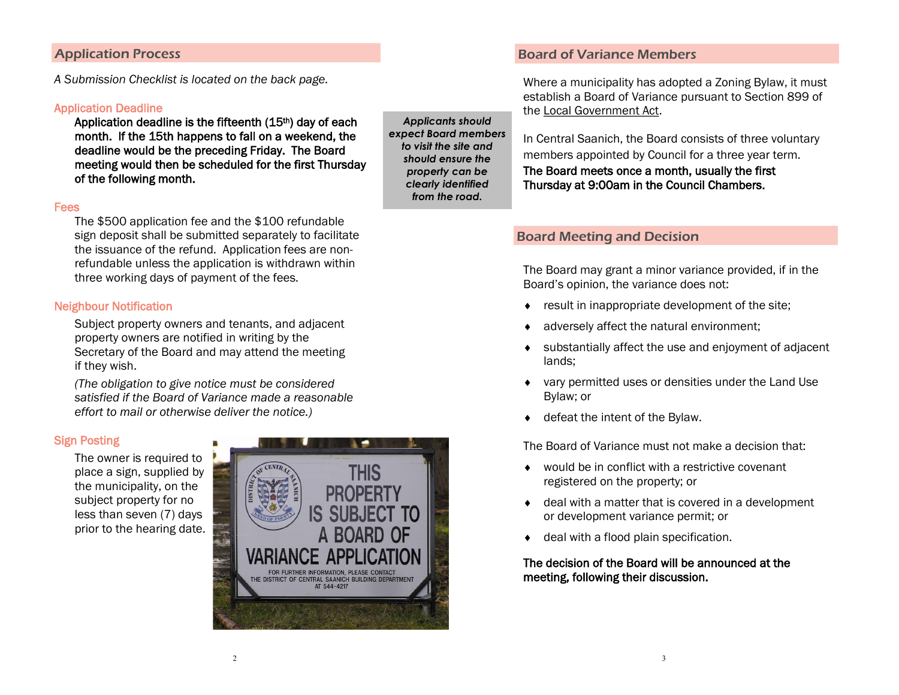## Application Process

*A Submission Checklist is located on the back page.*

### Application Deadline

**Application deadline is the fifteenth (15th) day of each month. If the 15th happens to fall on a weekend, the deadline would be the preceding Friday. The Board meeting would then be scheduled for the first Thursday of the following month.**

### Fees

The $500 application fee and the $100 refundable sign deposit shall be submitted separately to facilitate the issuance of the refund. Application fees are non-refundable unless the application is withdrawn within three working days of payment of the fees.

### Neighbour Notification

Subject property owners and tenants, and adjacent property owners are notified in writing by the Secretary of the Board and may attend the meeting if they wish.

*(The obligation to give notice must be considered satisfied if the Board of Variance made a reasonable effort to mail or otherwise deliver the notice.)*

### Sign Posting

The owner is required to place a sign, supplied by the municipality, on the subject property for no less than seven (7) days prior to the hearing date.

THIS PROPERTY IS SUBJECT TO A BOARD OF VARIANCE APPLICATION

FOR FURTHER INFORMATION, PLEASE CONTACT THE DISTRICT OF CENTRAL SAANICH BUILDING DEPARTMENT AT 544-4217

***Applicants should expect Board members to visit the site and should ensure the property can be clearly identified from the road.***

## Board of Variance Members

Where a municipality has adopted a Zoning Bylaw, it must establish a Board of Variance pursuant to Section 899 of the Local Government Act.

In Central Saanich, the Board consists of three voluntary members appointed by Council for a three year term.

**The Board meets once a month, usually the first Thursday at 9:00am in the Council Chambers.**

## Board Meeting and Decision

The Board may grant a minor variance provided, if in the Board's opinion, the variance does not:

- result in inappropriate development of the site;
- adversely affect the natural environment;
- substantially affect the use and enjoyment of adjacent lands;
- vary permitted uses or densities under the Land Use Bylaw; or
- defeat the intent of the Bylaw.

The Board of Variance must not make a decision that:

- would be in conflict with a restrictive covenant registered on the property; or
- deal with a matter that is covered in a development or development variance permit; or
- deal with a flood plain specification.

**The decision of the Board will be announced at the meeting, following their discussion.**